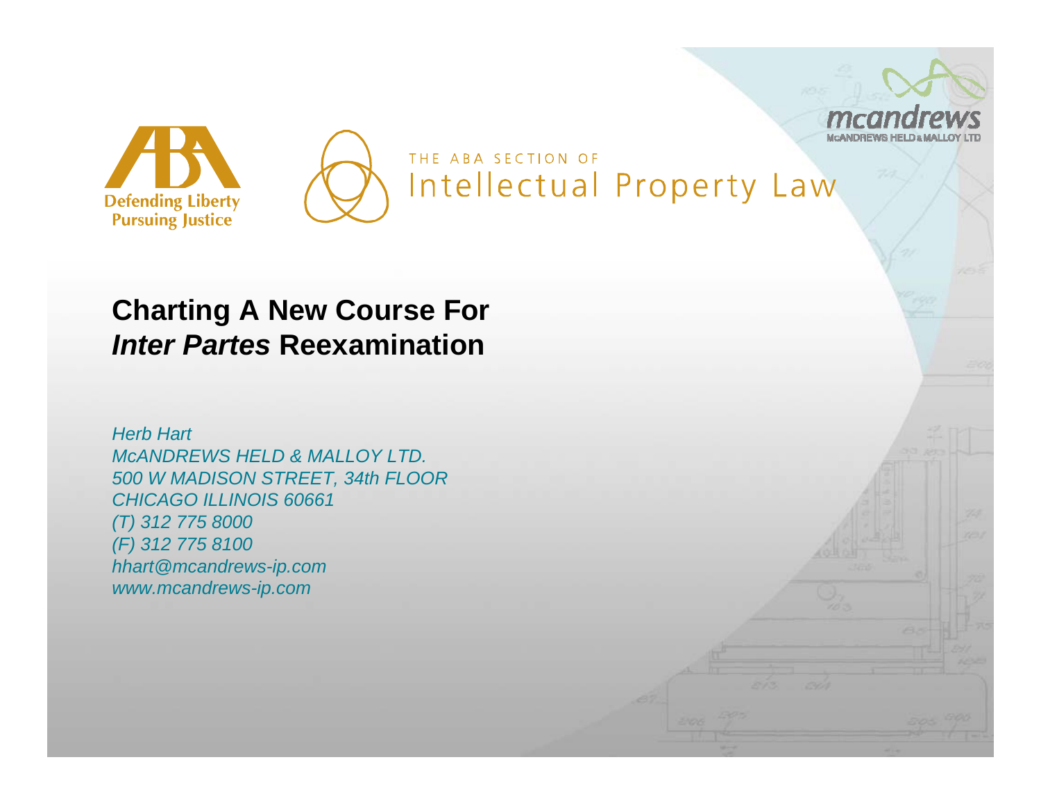THE ABA SECTION OF
Intellectual Property Law

Defending Liberty
Pursuing Justice

mcandrews
McANDREWS HELD & MALLOY LTD

# Charting A New Course For *Inter Partes* Reexamination

*Herb Hart*
*McANDREWS HELD & MALLOY LTD.*
*500 W MADISON STREET, 34th FLOOR*
*CHICAGO ILLINOIS 60661*
*(T) 312 775 8000*
*(F) 312 775 8100*
*hhart@mcandrews-ip.com*
*www.mcandrews-ip.com*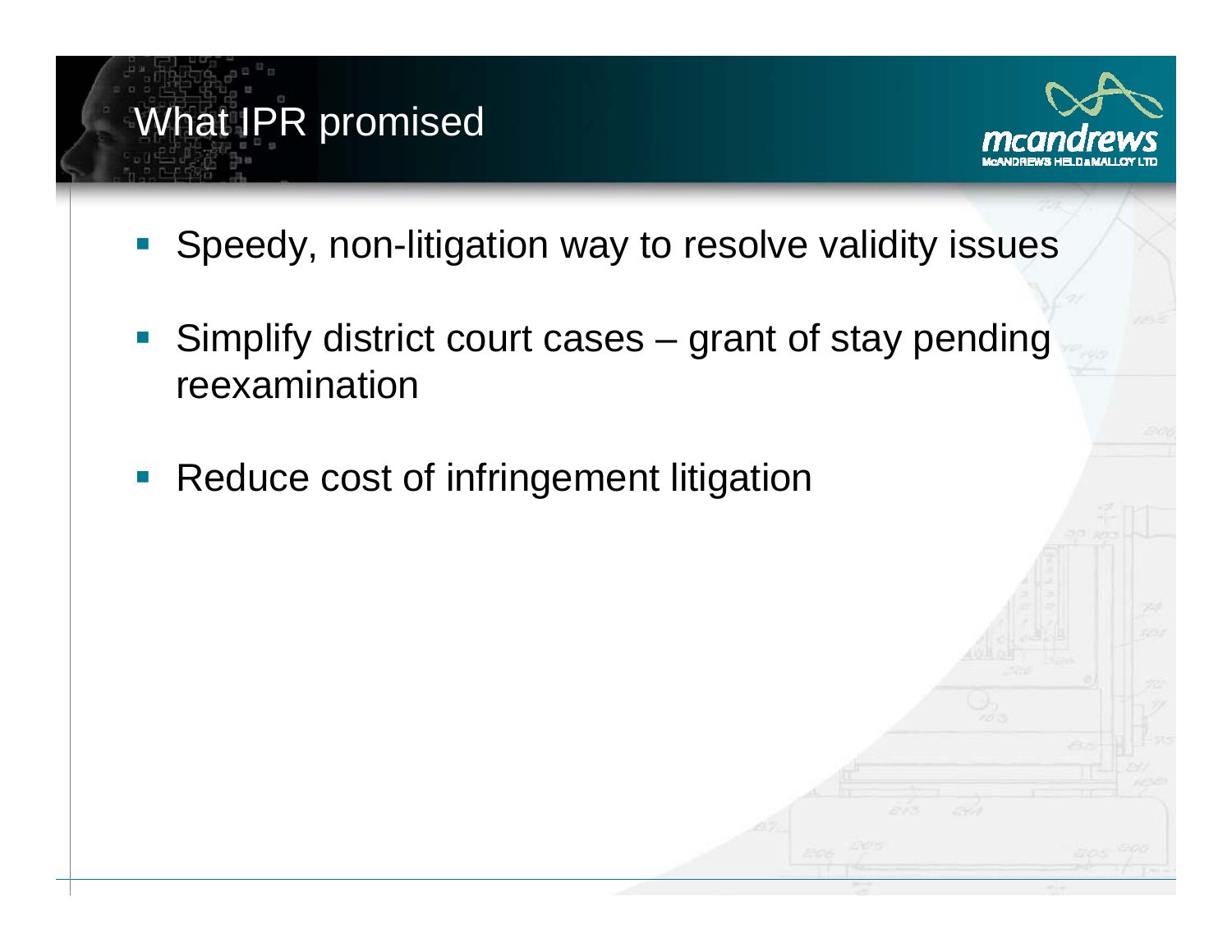# What IPR promised

- Speedy, non-litigation way to resolve validity issues
- Simplify district court cases – grant of stay pending reexamination
- Reduce cost of infringement litigation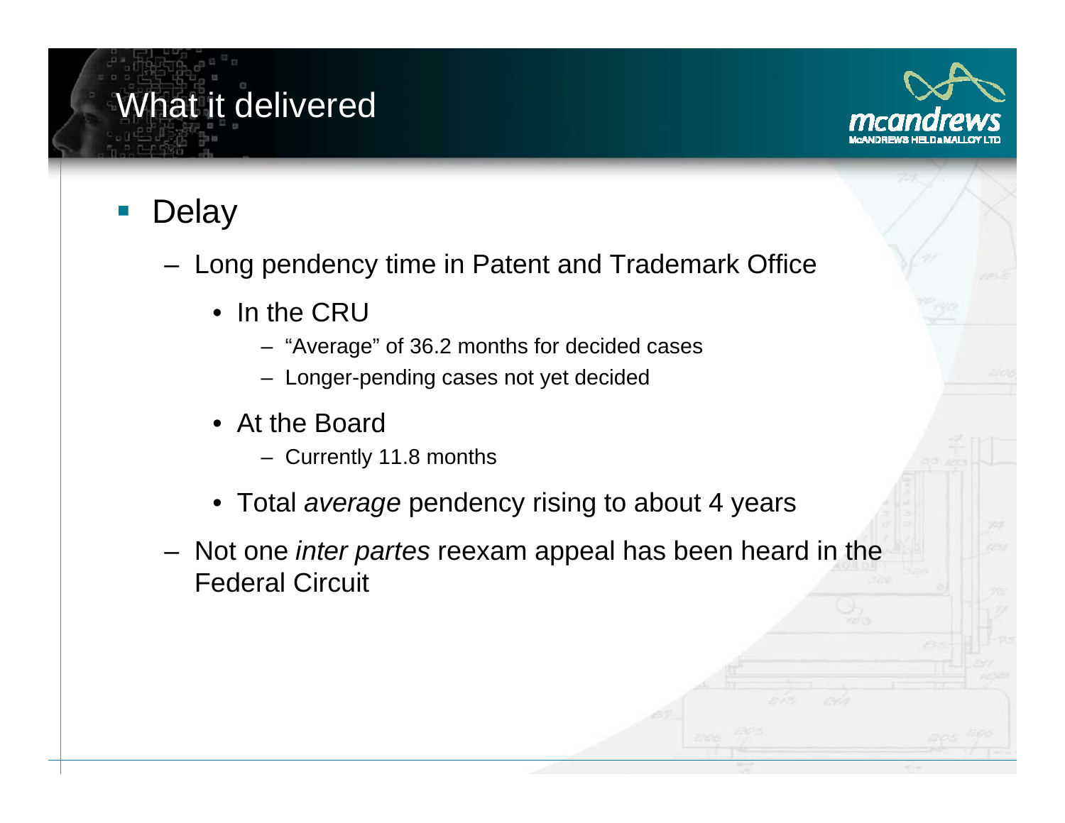# What it delivered

- Delay
  - Long pendency time in Patent and Trademark Office
    - In the CRU
      - "Average" of 36.2 months for decided cases
      - Longer-pending cases not yet decided
    - At the Board
      - Currently 11.8 months
    - Total *average* pendency rising to about 4 years
  - Not one *inter partes* reexam appeal has been heard in the Federal Circuit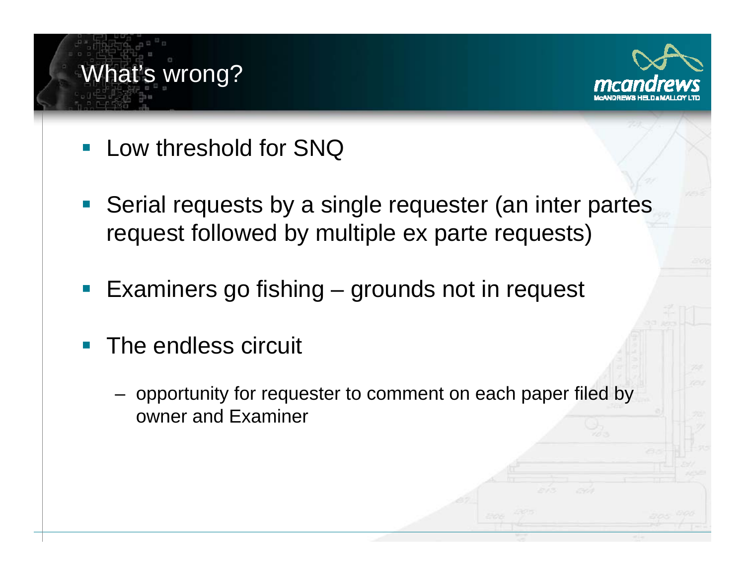# What's wrong?

- Low threshold for SNQ
- Serial requests by a single requester (an inter partes request followed by multiple ex parte requests)
- Examiners go fishing – grounds not in request
- The endless circuit
  - opportunity for requester to comment on each paper filed by owner and Examiner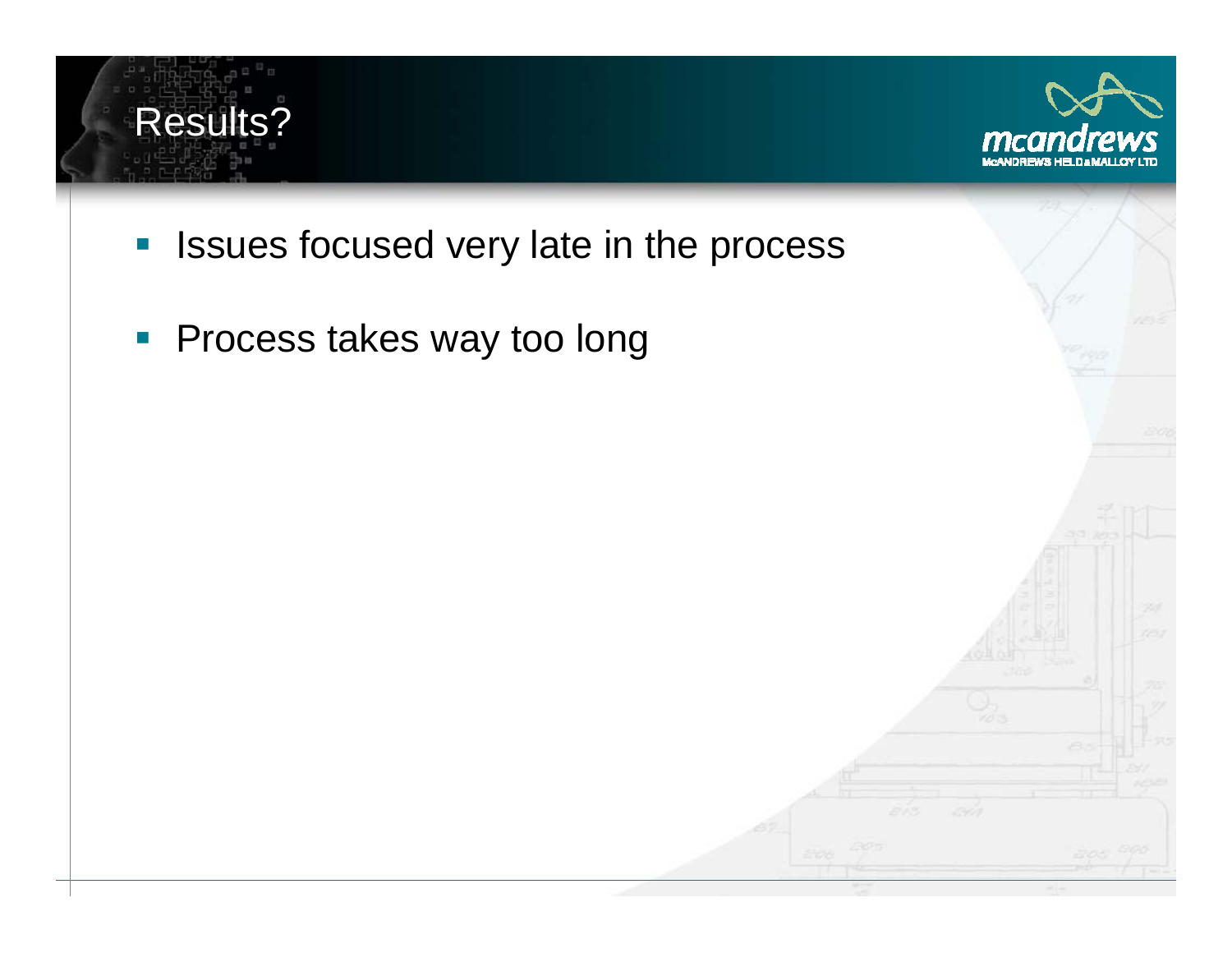# Results?

- Issues focused very late in the process
- Process takes way too long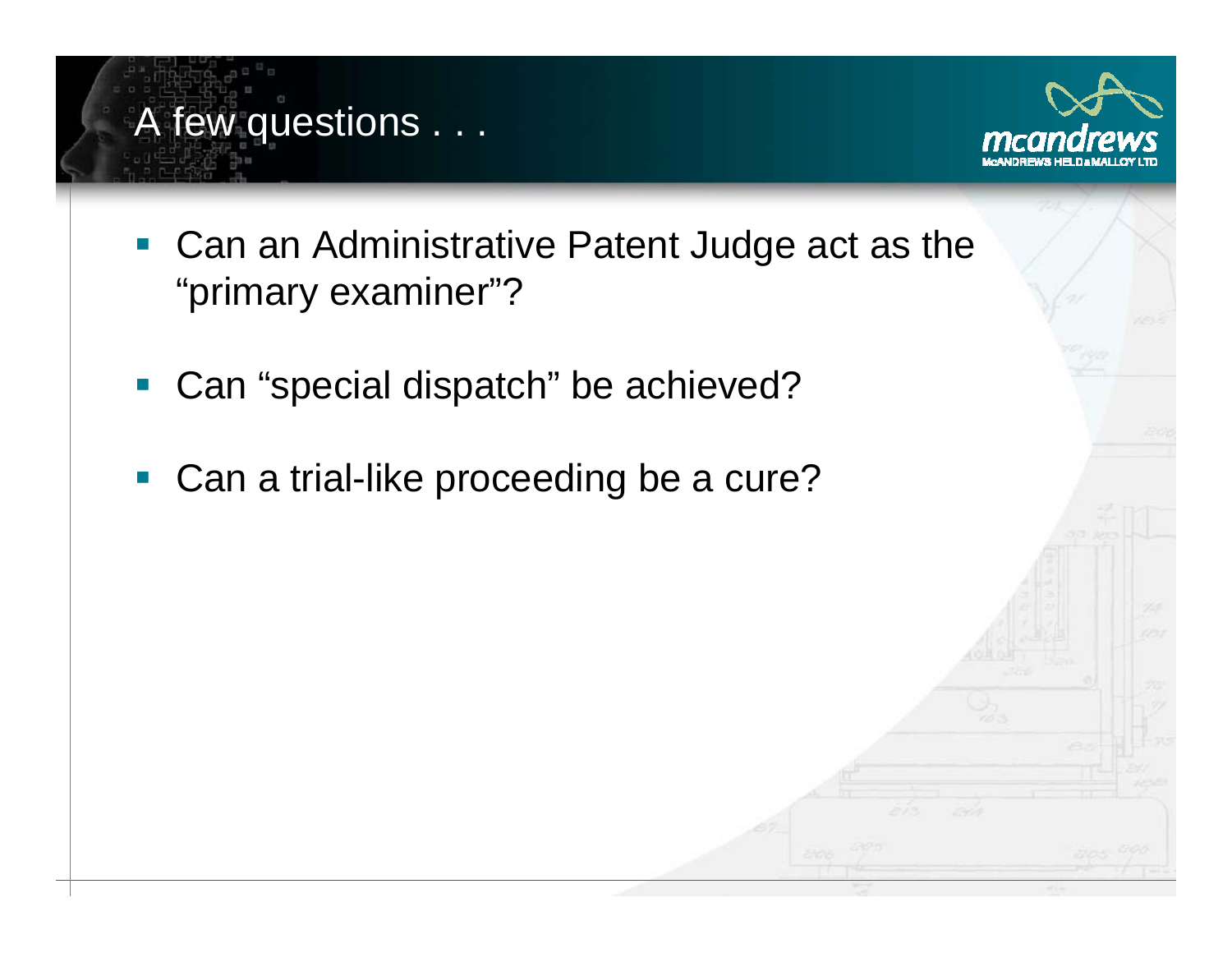# A few questions . . .

- Can an Administrative Patent Judge act as the "primary examiner"?
- Can "special dispatch" be achieved?
- Can a trial-like proceeding be a cure?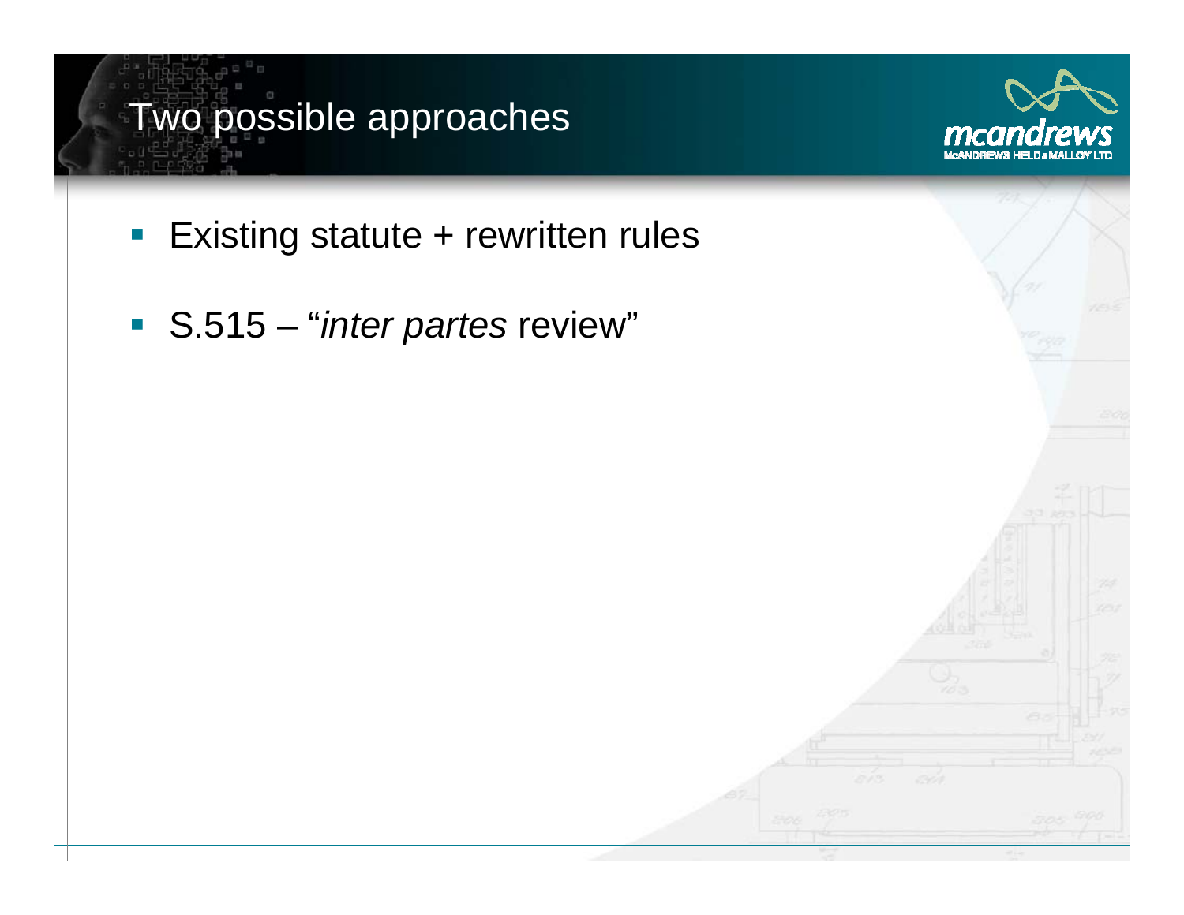# Two possible approaches

- Existing statute + rewritten rules
- S.515 – "*inter partes* review"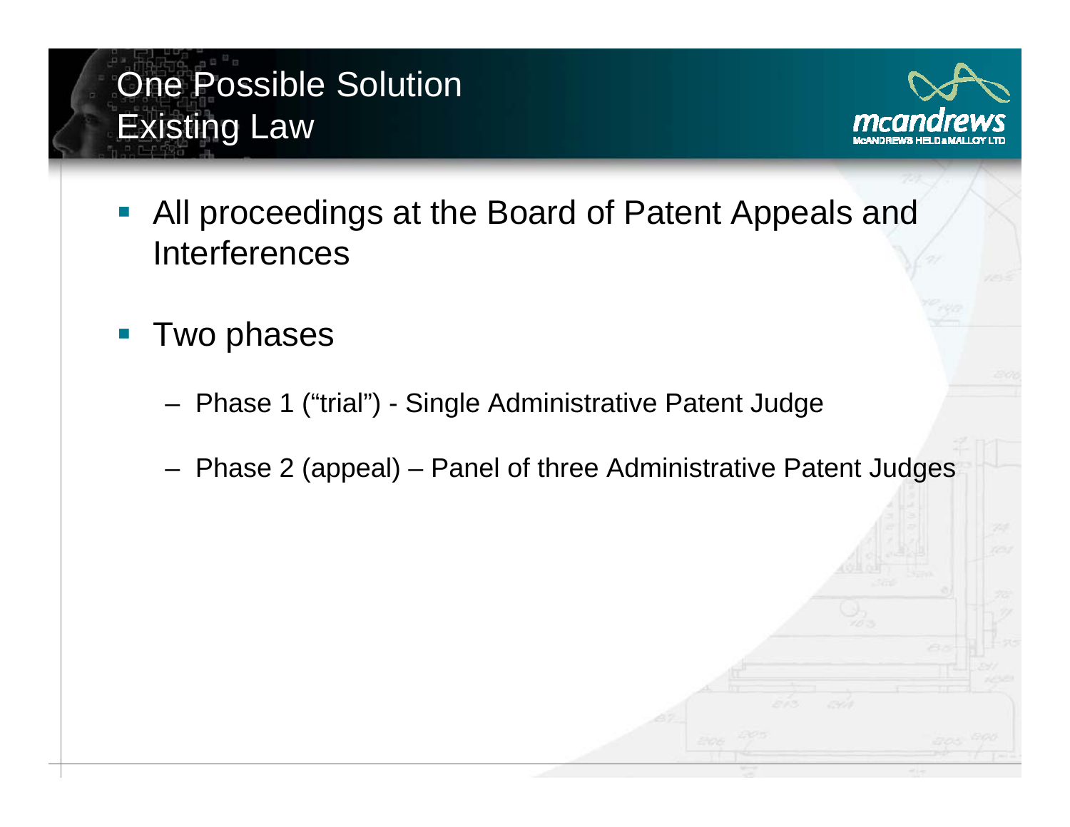# One Possible Solution
# Existing Law

- All proceedings at the Board of Patent Appeals and Interferences
- Two phases
  - Phase 1 (“trial”) - Single Administrative Patent Judge
  - Phase 2 (appeal) – Panel of three Administrative Patent Judges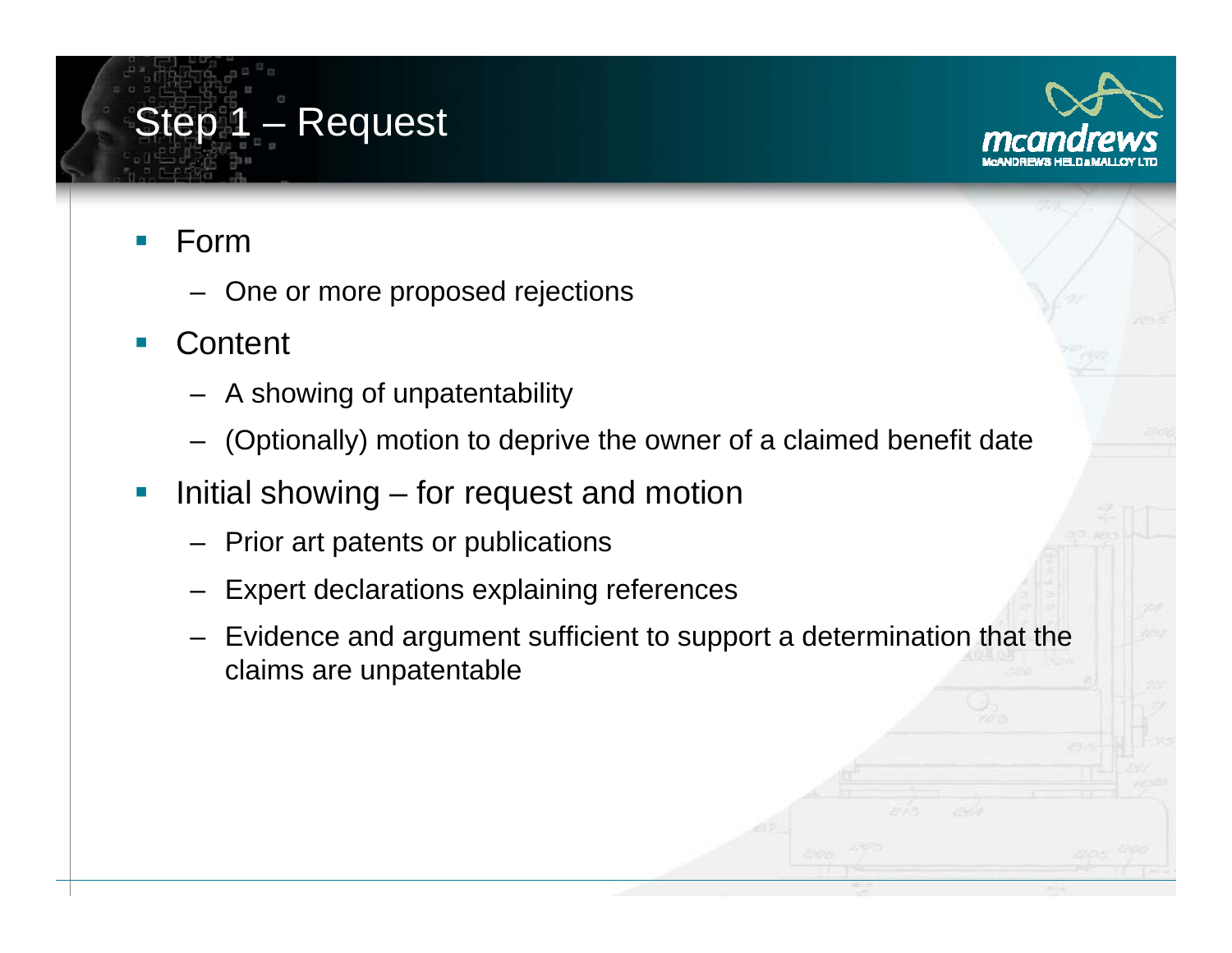# Step 1 – Request

- Form
  - One or more proposed rejections
- Content
  - A showing of unpatentability
  - (Optionally) motion to deprive the owner of a claimed benefit date
- Initial showing – for request and motion
  - Prior art patents or publications
  - Expert declarations explaining references
  - Evidence and argument sufficient to support a determination that the claims are unpatentable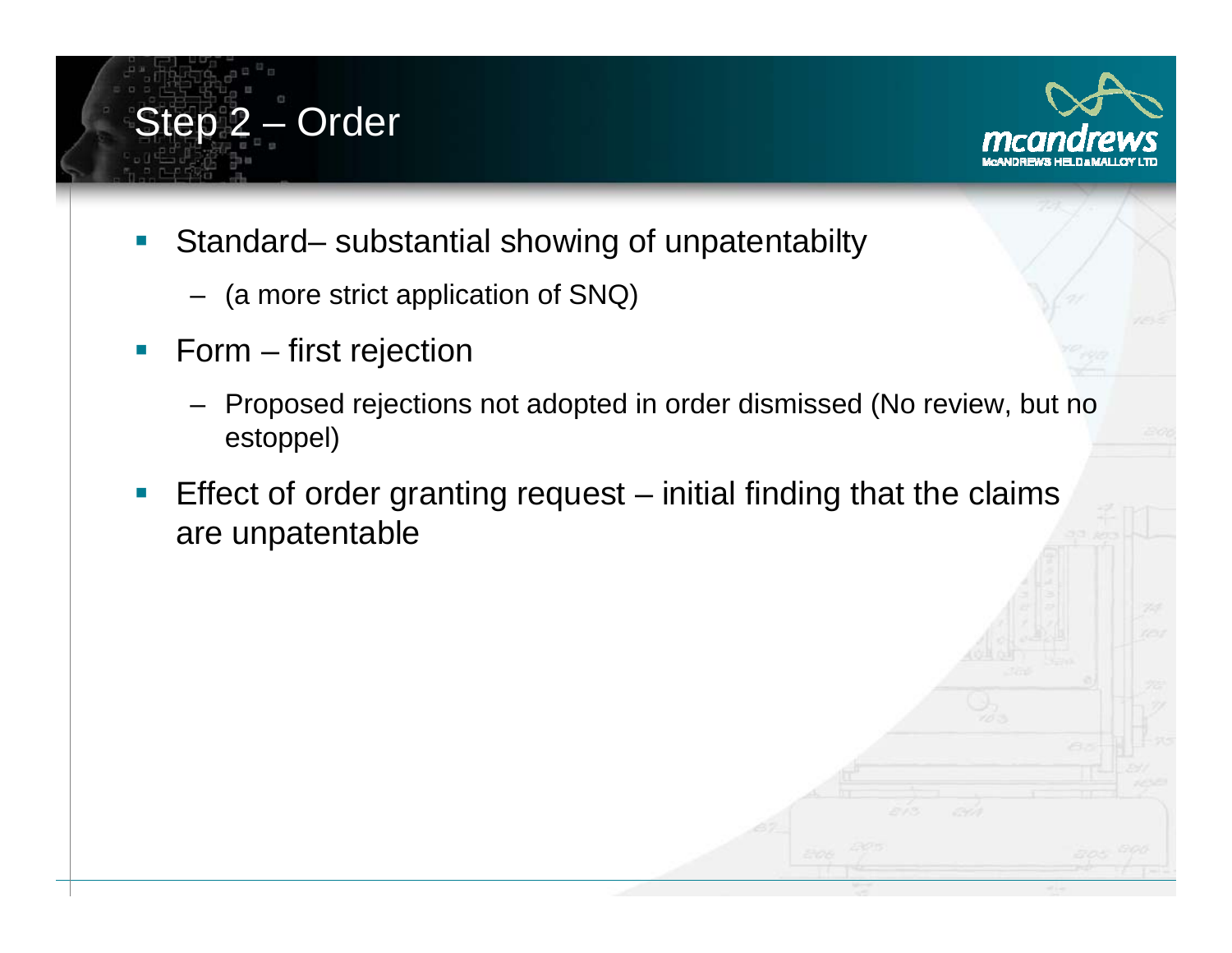# Step 2 – Order

- Standard– substantial showing of unpatentabilty
  - (a more strict application of SNQ)
- Form – first rejection
  - Proposed rejections not adopted in order dismissed (No review, but no estoppel)
- Effect of order granting request – initial finding that the claims are unpatentable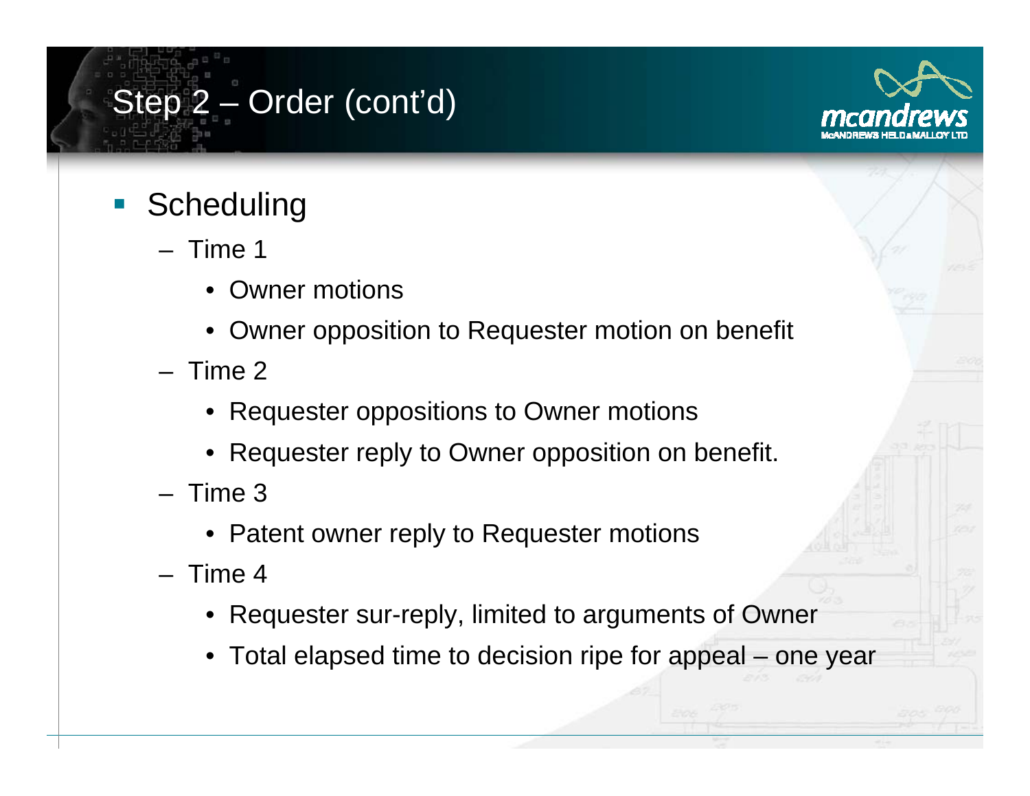# Step 2 – Order (cont'd)

- Scheduling
  - Time 1
    - Owner motions
    - Owner opposition to Requester motion on benefit
  - Time 2
    - Requester oppositions to Owner motions
    - Requester reply to Owner opposition on benefit.
  - Time 3
    - Patent owner reply to Requester motions
  - Time 4
    - Requester sur-reply, limited to arguments of Owner
    - Total elapsed time to decision ripe for appeal – one year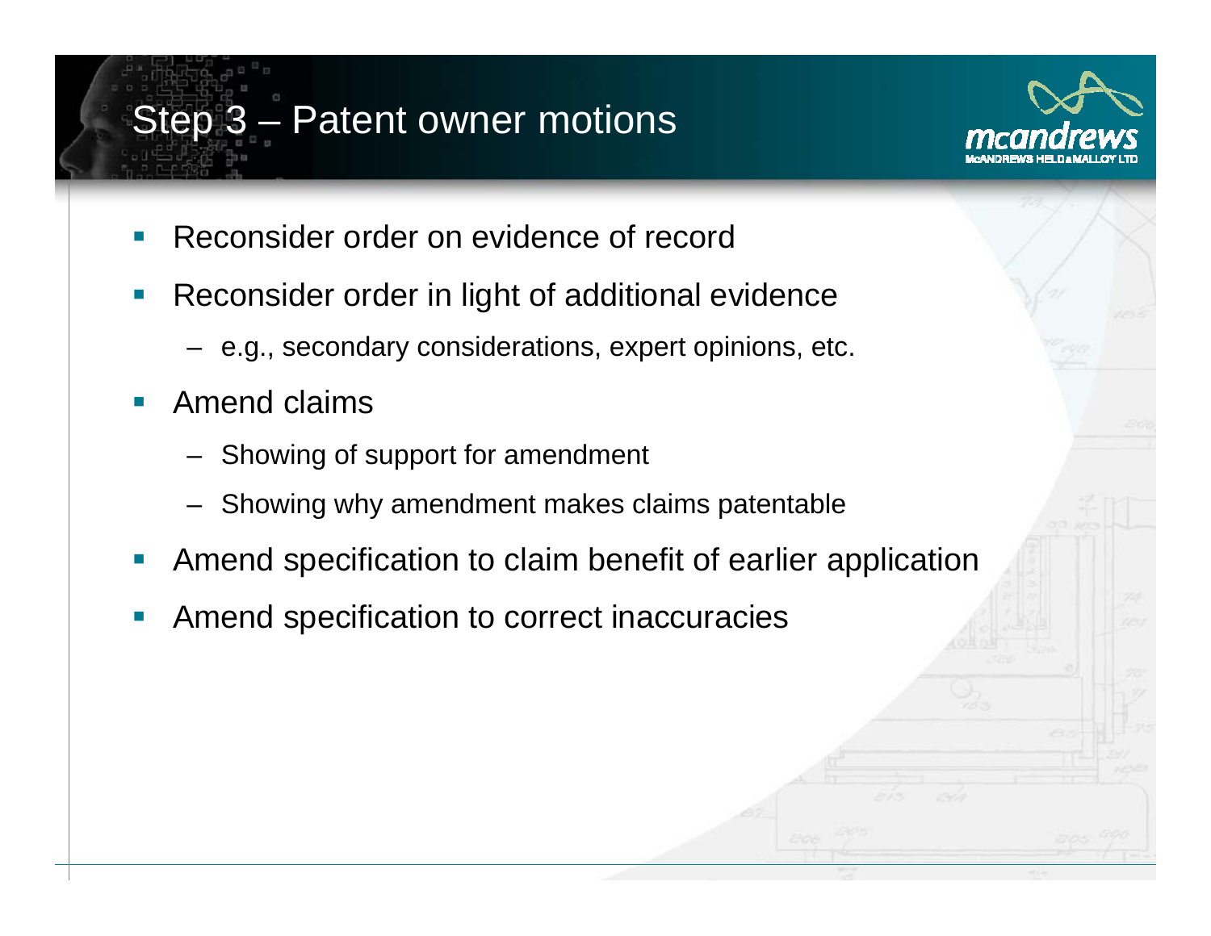# Step 3 – Patent owner motions

- Reconsider order on evidence of record
- Reconsider order in light of additional evidence
  - e.g., secondary considerations, expert opinions, etc.
- Amend claims
  - Showing of support for amendment
  - Showing why amendment makes claims patentable
- Amend specification to claim benefit of earlier application
- Amend specification to correct inaccuracies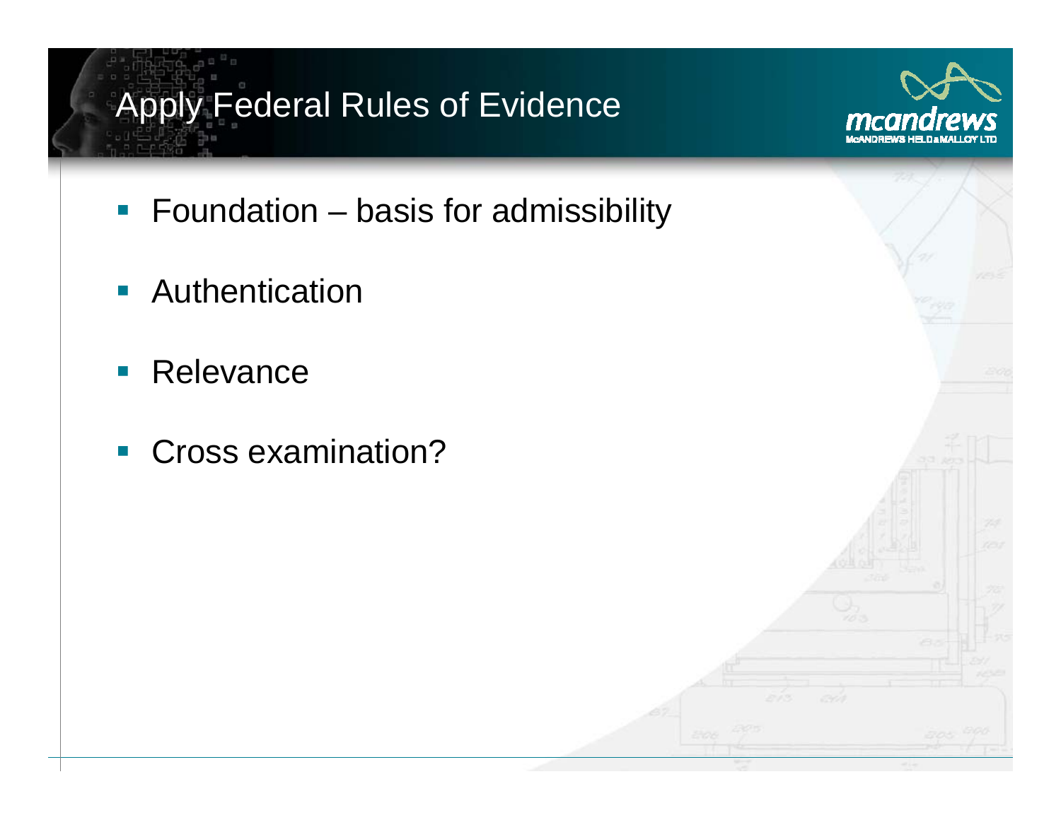# Apply Federal Rules of Evidence

- Foundation – basis for admissibility
- Authentication
- Relevance
- Cross examination?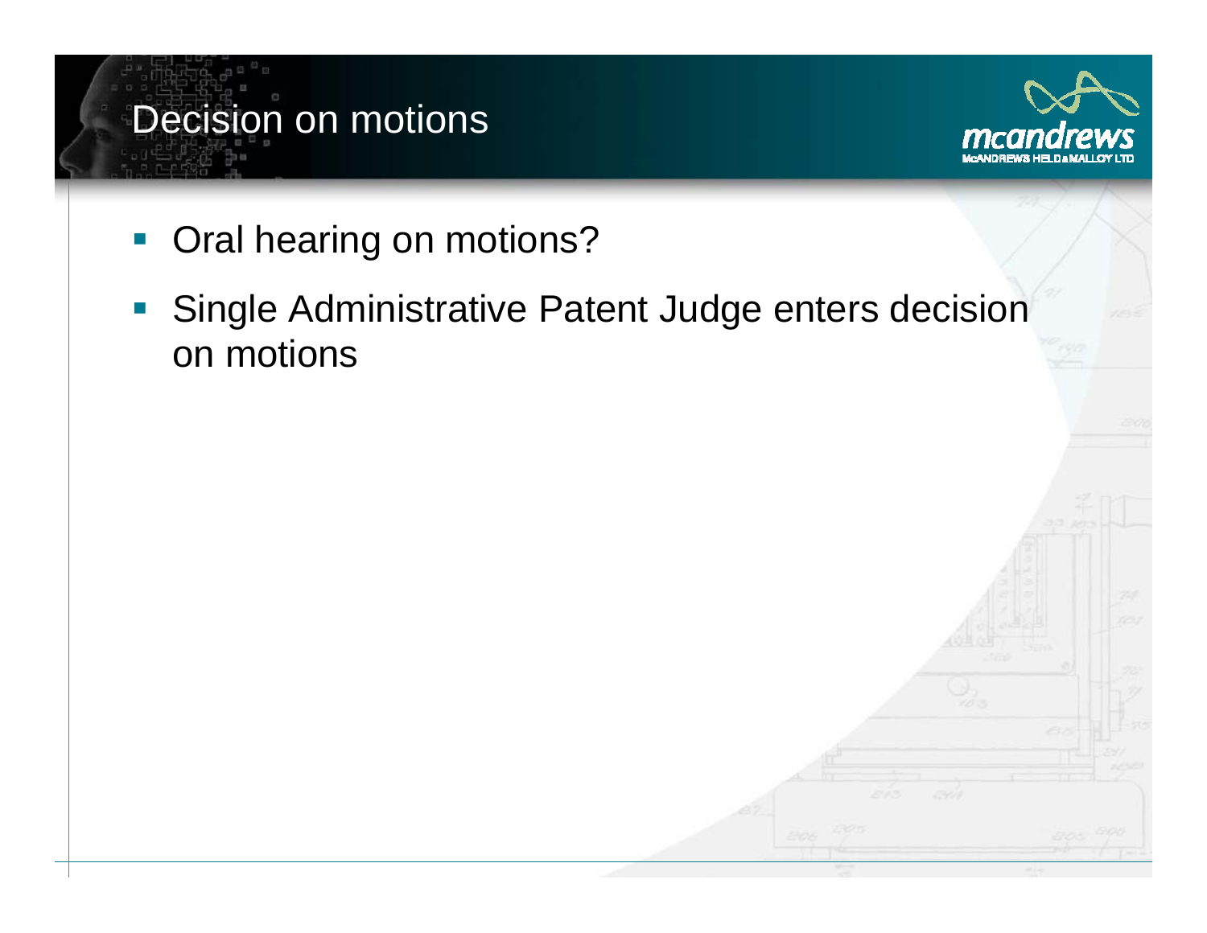# Decision on motions

- Oral hearing on motions?
- Single Administrative Patent Judge enters decision on motions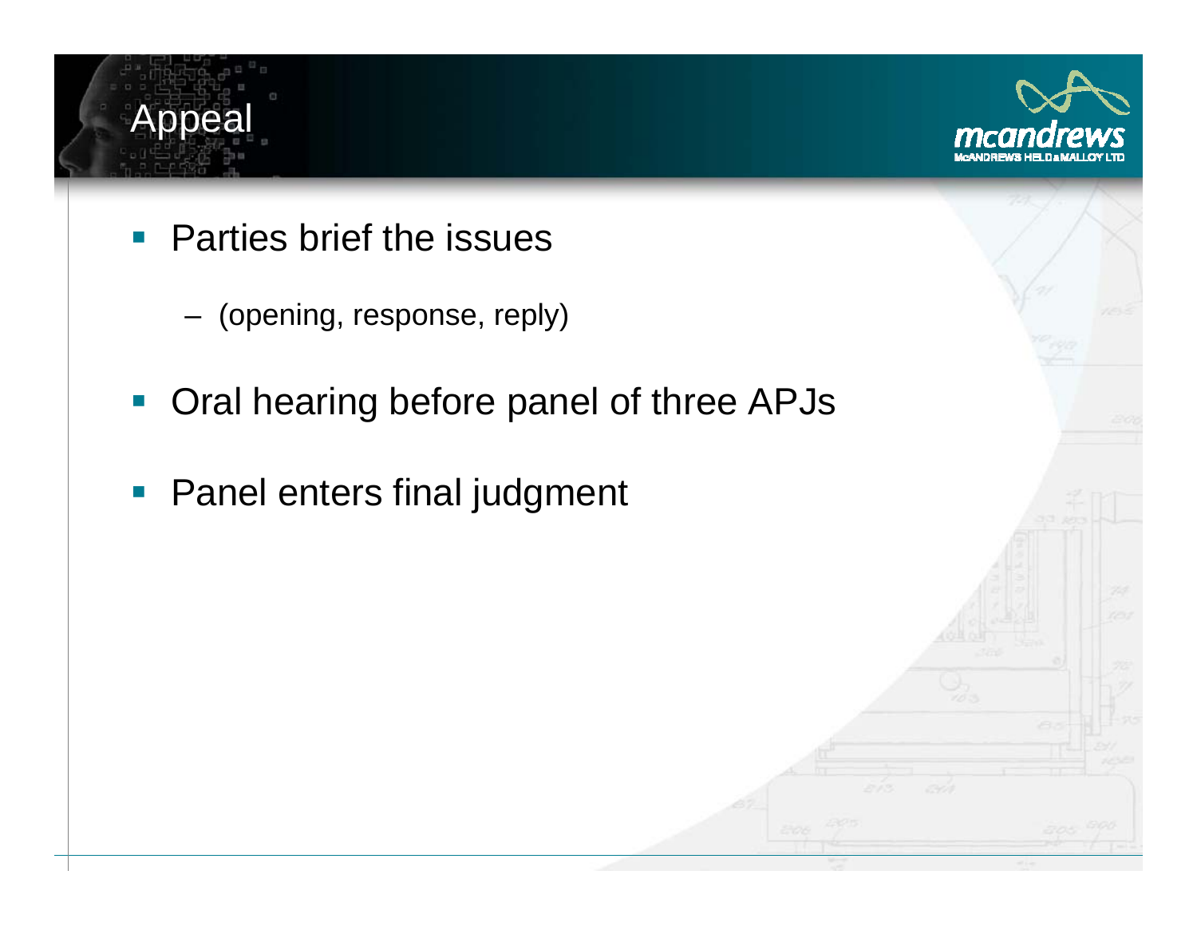# Appeal

- Parties brief the issues
  - (opening, response, reply)
- Oral hearing before panel of three APJs
- Panel enters final judgment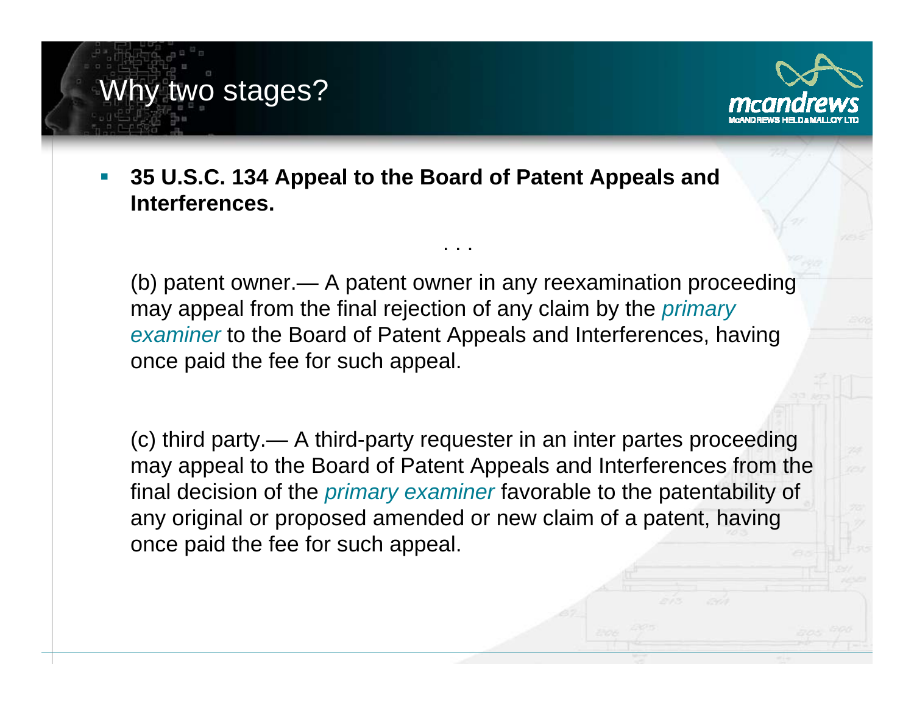# Why two stages?

- **35 U.S.C. 134 Appeal to the Board of Patent Appeals and Interferences.**

. . .

(b) patent owner.— A patent owner in any reexamination proceeding may appeal from the final rejection of any claim by the *primary examiner* to the Board of Patent Appeals and Interferences, having once paid the fee for such appeal.

(c) third party.— A third-party requester in an inter partes proceeding may appeal to the Board of Patent Appeals and Interferences from the final decision of the *primary examiner* favorable to the patentability of any original or proposed amended or new claim of a patent, having once paid the fee for such appeal.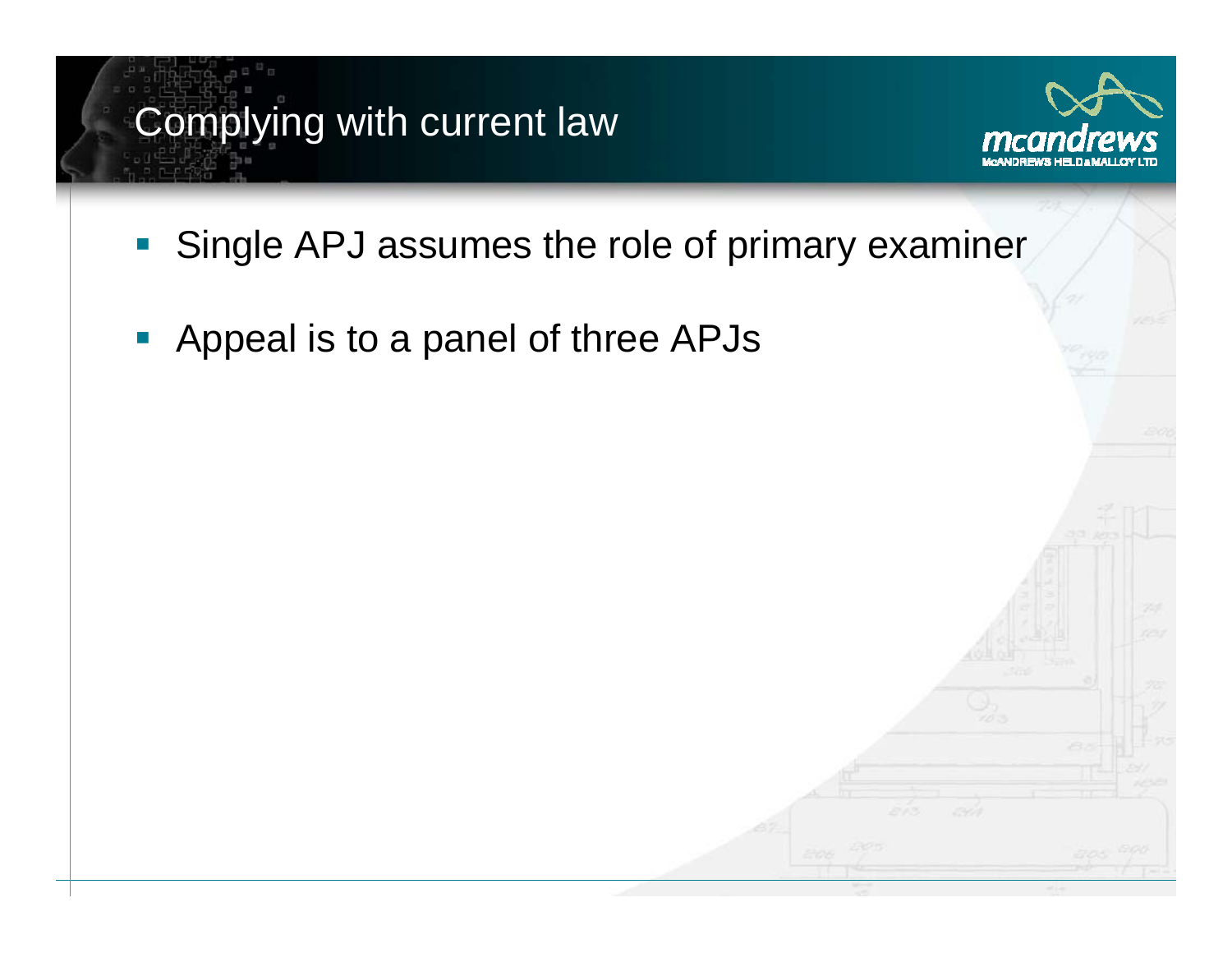# Complying with current law

- Single APJ assumes the role of primary examiner
- Appeal is to a panel of three APJs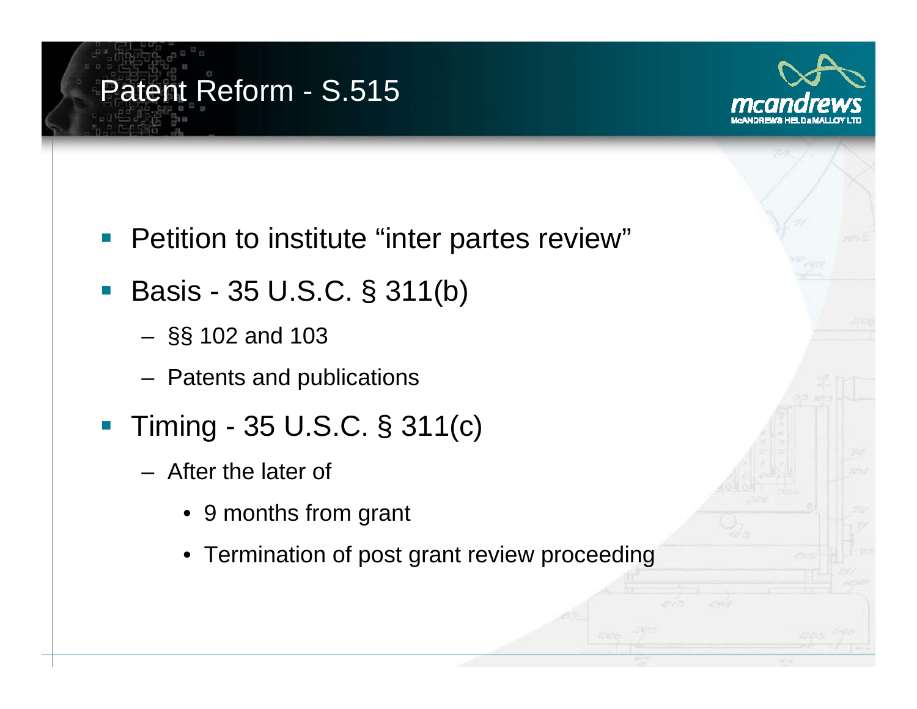# Patent Reform - S.515

- Petition to institute "inter partes review"
- Basis - 35 U.S.C. § 311(b)
  - §§ 102 and 103
  - Patents and publications
- Timing - 35 U.S.C. § 311(c)
  - After the later of
    - 9 months from grant
    - Termination of post grant review proceeding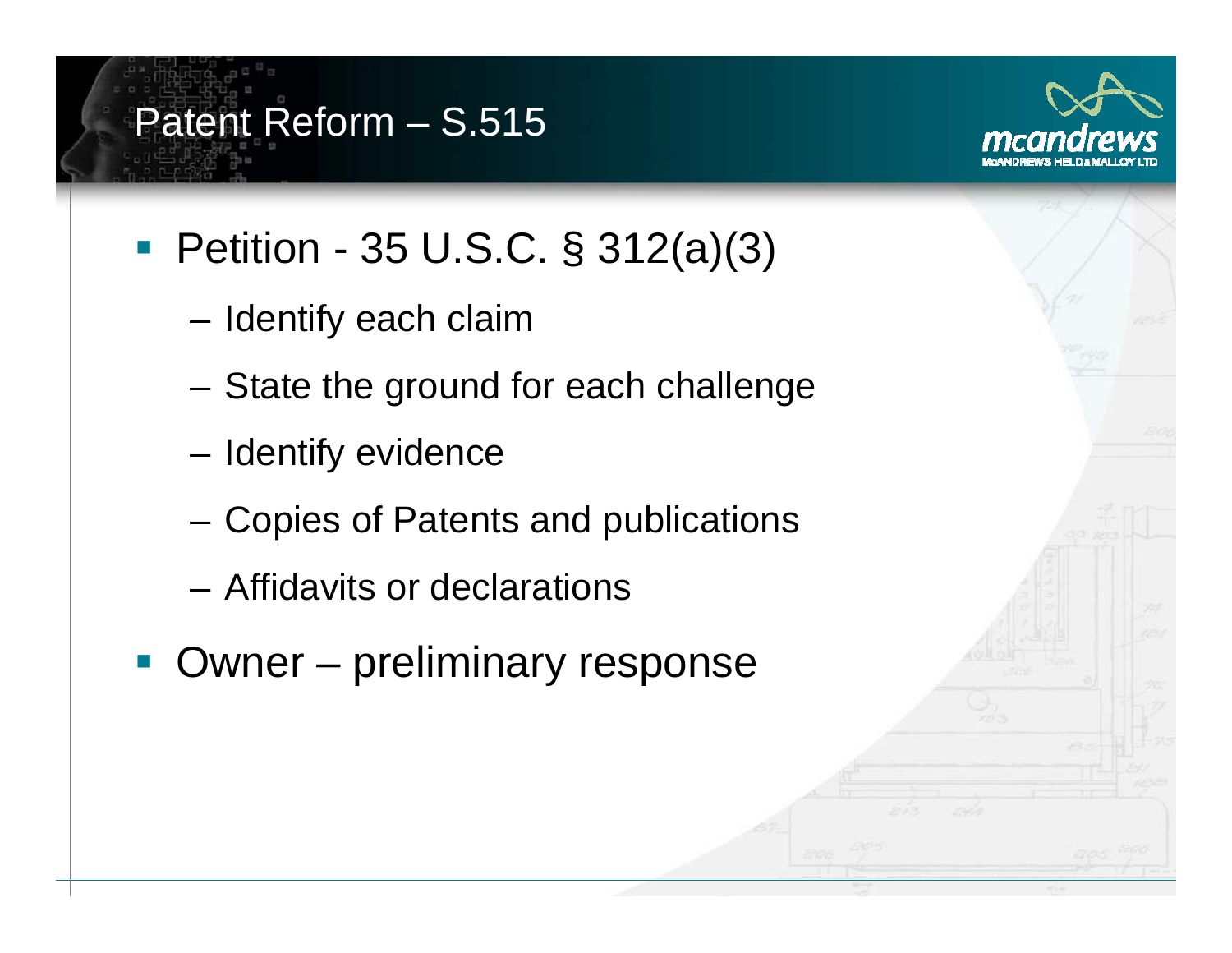# Patent Reform – S.515

- Petition - 35 U.S.C. § 312(a)(3)
  - Identify each claim
  - State the ground for each challenge
  - Identify evidence
  - Copies of Patents and publications
  - Affidavits or declarations
- Owner – preliminary response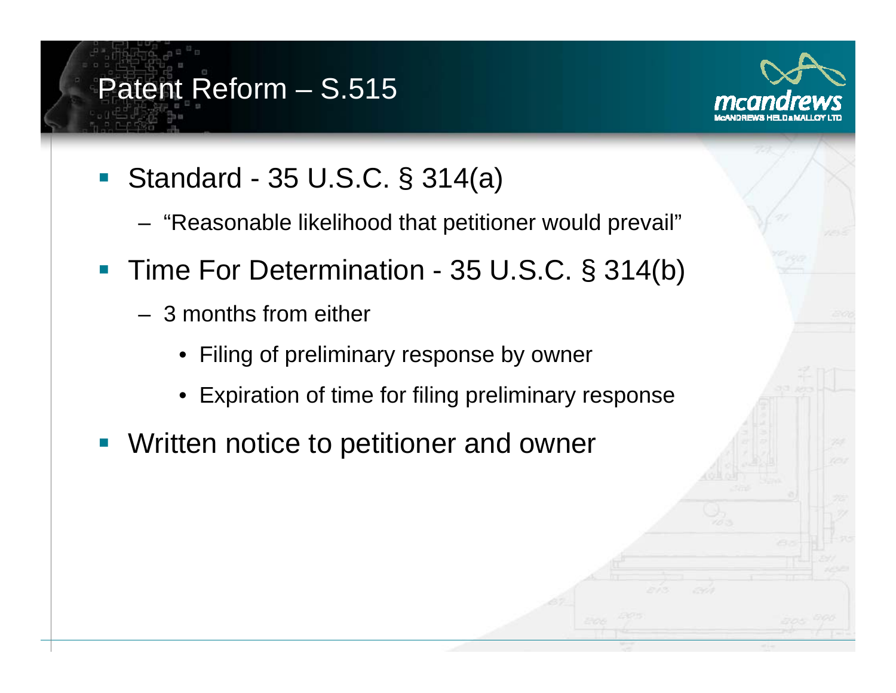# Patent Reform – S.515

- Standard - 35 U.S.C. § 314(a)
  - "Reasonable likelihood that petitioner would prevail"
- Time For Determination - 35 U.S.C. § 314(b)
  - 3 months from either
    - Filing of preliminary response by owner
    - Expiration of time for filing preliminary response
- Written notice to petitioner and owner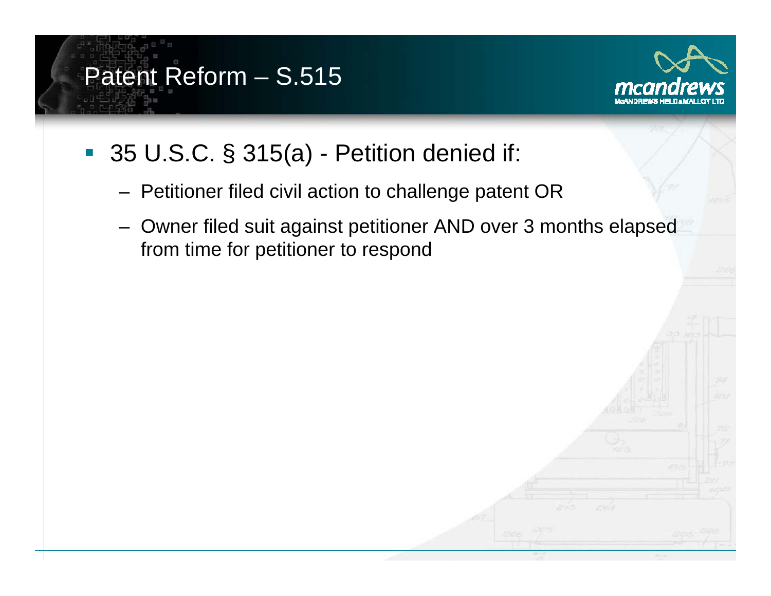# Patent Reform – S.515

- 35 U.S.C. § 315(a) - Petition denied if:
  - Petitioner filed civil action to challenge patent OR
  - Owner filed suit against petitioner AND over 3 months elapsed from time for petitioner to respond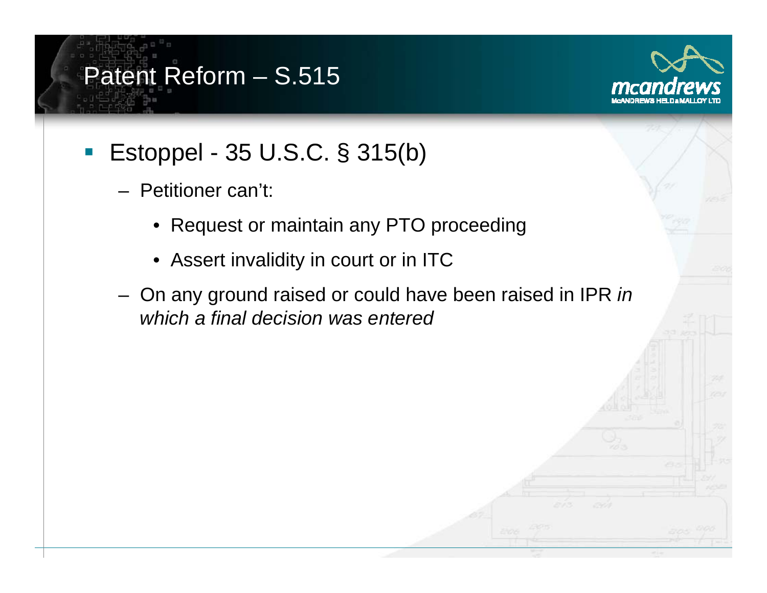# Patent Reform – S.515

- Estoppel - 35 U.S.C. § 315(b)
  - Petitioner can't:
    - Request or maintain any PTO proceeding
    - Assert invalidity in court or in ITC
  - On any ground raised or could have been raised in IPR *in which a final decision was entered*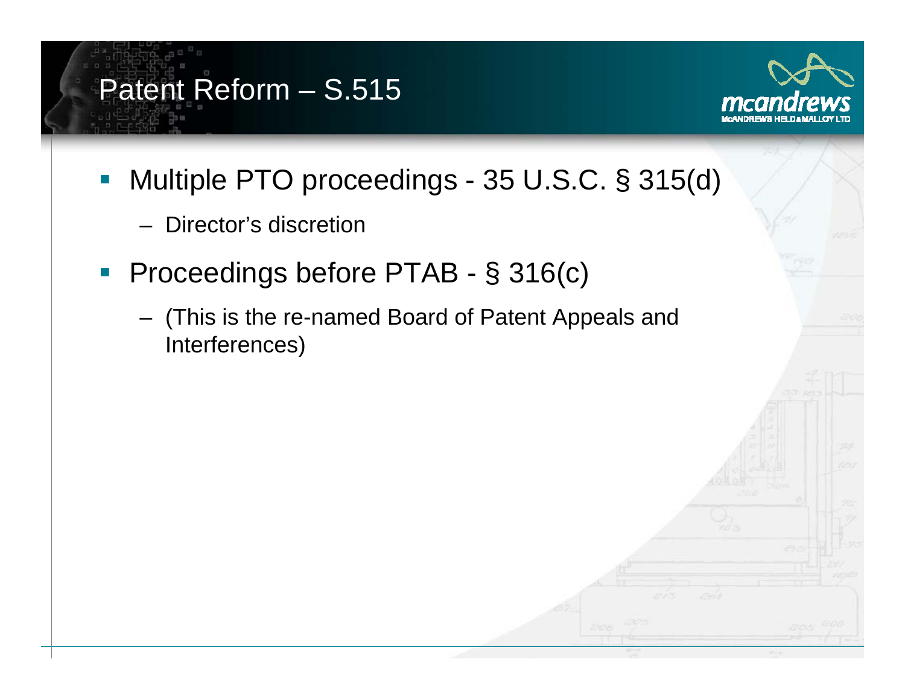# Patent Reform – S.515

- Multiple PTO proceedings - 35 U.S.C. § 315(d)
  - Director's discretion
- Proceedings before PTAB - § 316(c)
  - (This is the re-named Board of Patent Appeals and Interferences)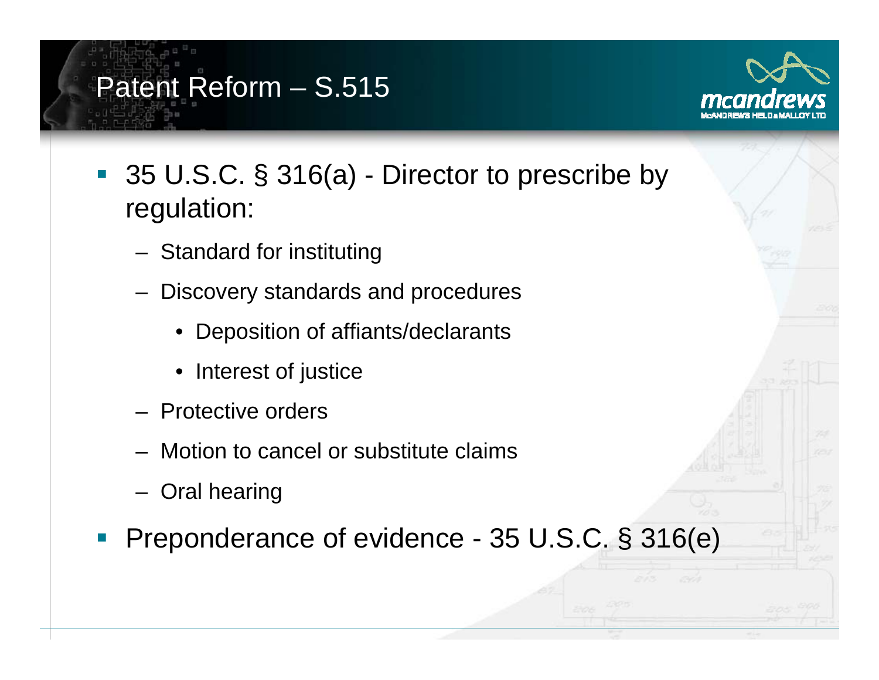# Patent Reform – S.515

- 35 U.S.C. § 316(a) - Director to prescribe by regulation:
  - Standard for instituting
  - Discovery standards and procedures
    - Deposition of affiants/declarants
    - Interest of justice
  - Protective orders
  - Motion to cancel or substitute claims
  - Oral hearing
- Preponderance of evidence - 35 U.S.C. § 316(e)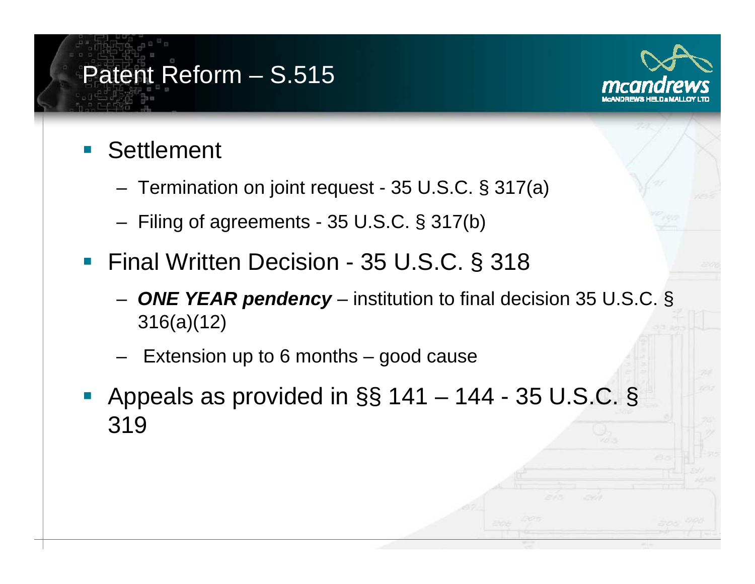# Patent Reform – S.515

- Settlement
  - Termination on joint request - 35 U.S.C. § 317(a)
  - Filing of agreements - 35 U.S.C. § 317(b)
- Final Written Decision - 35 U.S.C. § 318
  - ***ONE YEAR pendency*** – institution to final decision 35 U.S.C. § 316(a)(12)
  - Extension up to 6 months – good cause
- Appeals as provided in §§ 141 – 144 - 35 U.S.C. § 319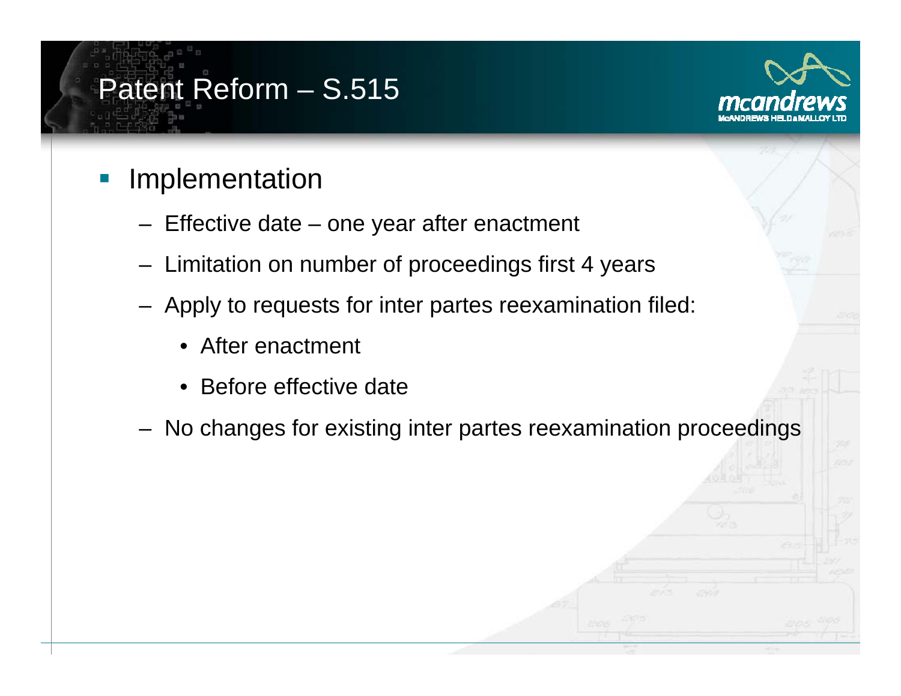# Patent Reform – S.515

- Implementation
  - Effective date – one year after enactment
  - Limitation on number of proceedings first 4 years
  - Apply to requests for inter partes reexamination filed:
    - After enactment
    - Before effective date
  - No changes for existing inter partes reexamination proceedings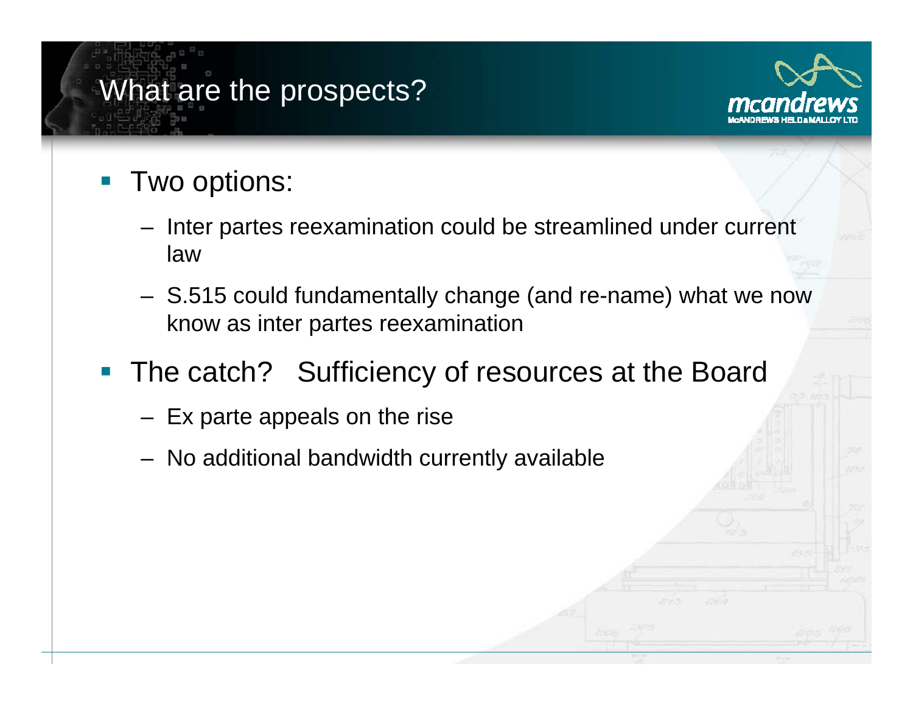# What are the prospects?

- Two options:
  - Inter partes reexamination could be streamlined under current law
  - S.515 could fundamentally change (and re-name) what we now know as inter partes reexamination
- The catch? Sufficiency of resources at the Board
  - Ex parte appeals on the rise
  - No additional bandwidth currently available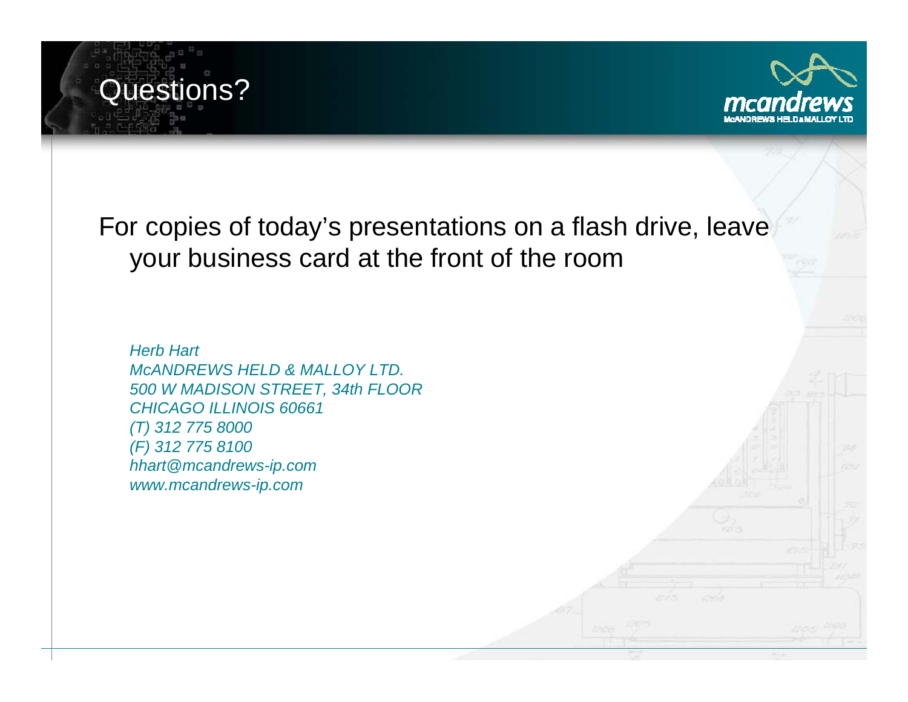# Questions?

For copies of today's presentations on a flash drive, leave your business card at the front of the room

*Herb Hart*
*McANDREWS HELD & MALLOY LTD.*
*500 W MADISON STREET, 34th FLOOR*
*CHICAGO ILLINOIS 60661*
*(T) 312 775 8000*
*(F) 312 775 8100*
*hhart@mcandrews-ip.com*
*www.mcandrews-ip.com*